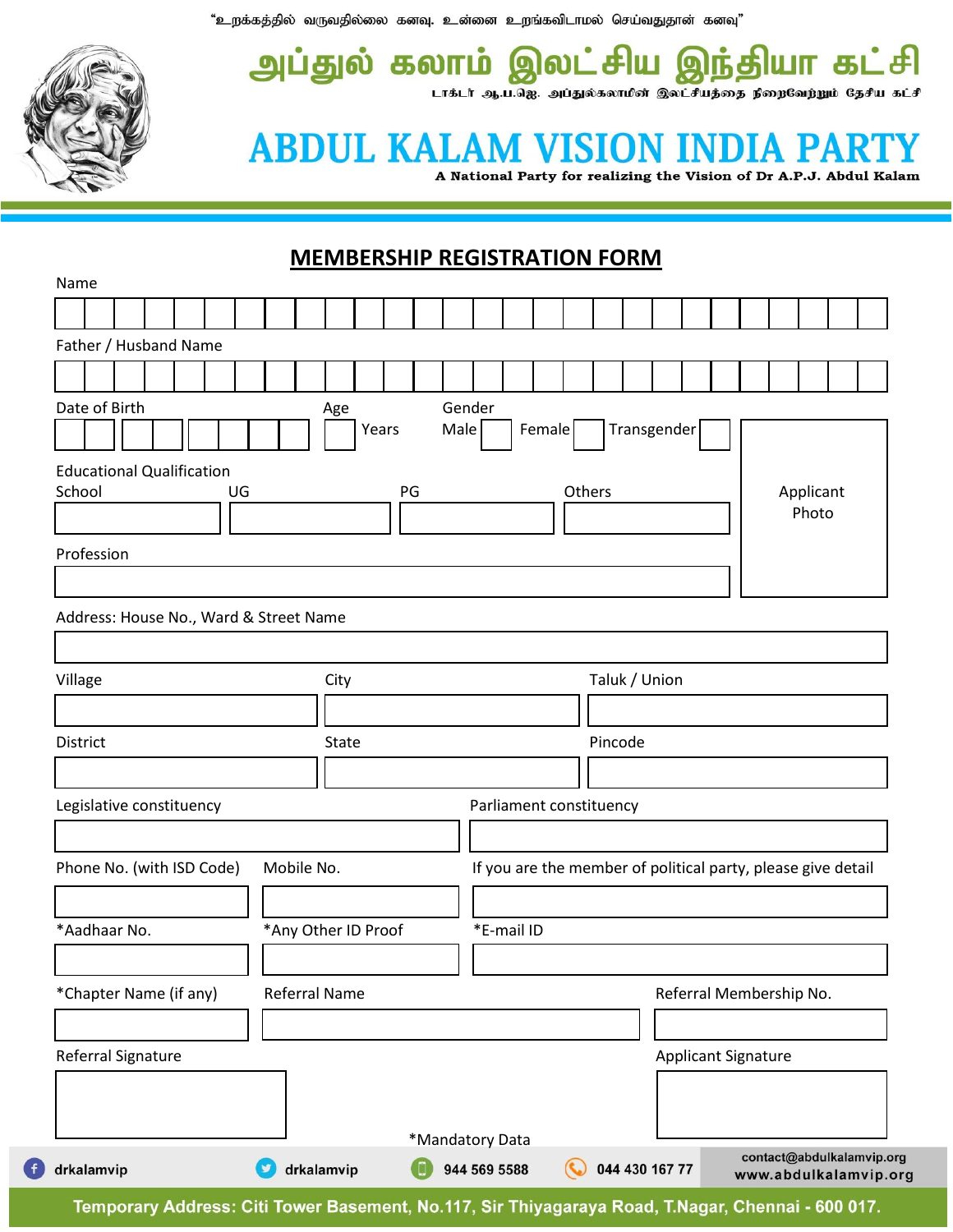"உறக்கத்தில் வருவதில்லை கனவு. உன்னை உறங்கவிடாமல் செய்வதுதான் கனவு"

# அப்துல் கலாம் இலட்சிய இந்தியா கட்சி

டாக்டர் ஆ.ப.ஜெ. அப்துல்கலாமின் இலட்சியத்தை நிறைவேற்றும் தேசிய கட்சி

# ABDUL KALAM VISION INDIA PARTY

**A National Party for realizing the Vision of Dr A.P.J. Abdul Kalam**

## MEMBERSHIP REGISTRATION FORM

Name

Father / Husband Name

Date of Birth

Age ____ Years

Gender: Male ☐ Female ☐ Transgender ☐

Applicant Photo

Educational Qualification

School | UG | PG | Others

Profession

Address: House No., Ward & Street Name

Village | City | Taluk / Union

District | State | Pincode

Legislative constituency | Parliament constituency

Phone No. (with ISD Code) | Mobile No. | If you are the member of political party, please give detail

*Aadhaar No. | *Any Other ID Proof | *E-mail ID

*Chapter Name (if any) | Referral Name | Referral Membership No.

Referral Signature | Applicant Signature

*Mandatory Data

drkalamvip | drkalamvip | 944 569 5588 | 044 430 167 77 | contact@abdulkalamvip.org | www.abdulkalamvip.org

**Temporary Address: Citi Tower Basement, No.117, Sir Thiyagaraya Road, T.Nagar, Chennai - 600 017.**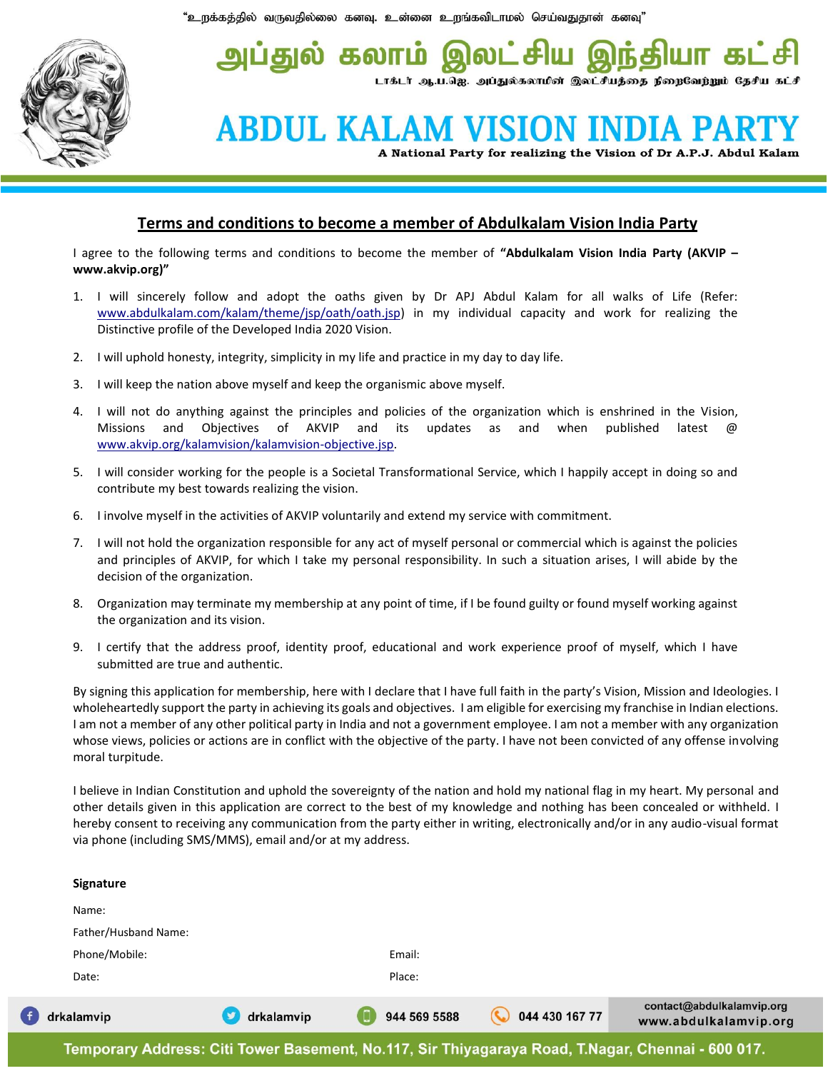"உறக்கத்தில் வருவதில்லை கனவு. உன்னை உறங்கவிடாமல் செய்வதுதான் கனவு"

# அப்துல் கலாம் இலட்சிய இந்தியா கட்சி

டாக்டர் ஆ.ப.ஜெ. அப்துல்கலாமின் இலட்சியத்தை நிறைவேற்றும் தேசிய கட்சி

# ABDUL KALAM VISION INDIA PARTY

**A National Party for realizing the Vision of Dr A.P.J. Abdul Kalam**

## Terms and conditions to become a member of Abdulkalam Vision India Party

I agree to the following terms and conditions to become the member of **"Abdulkalam Vision India Party (AKVIP – www.akvip.org)"**

1. I will sincerely follow and adopt the oaths given by Dr APJ Abdul Kalam for all walks of Life (Refer: www.abdulkalam.com/kalam/theme/jsp/oath/oath.jsp) in my individual capacity and work for realizing the Distinctive profile of the Developed India 2020 Vision.
2. I will uphold honesty, integrity, simplicity in my life and practice in my day to day life.
3. I will keep the nation above myself and keep the organismic above myself.
4. I will not do anything against the principles and policies of the organization which is enshrined in the Vision, Missions and Objectives of AKVIP and its updates as and when published latest @ www.akvip.org/kalamvision/kalamvision-objective.jsp.
5. I will consider working for the people is a Societal Transformational Service, which I happily accept in doing so and contribute my best towards realizing the vision.
6. I involve myself in the activities of AKVIP voluntarily and extend my service with commitment.
7. I will not hold the organization responsible for any act of myself personal or commercial which is against the policies and principles of AKVIP, for which I take my personal responsibility. In such a situation arises, I will abide by the decision of the organization.
8. Organization may terminate my membership at any point of time, if I be found guilty or found myself working against the organization and its vision.
9. I certify that the address proof, identity proof, educational and work experience proof of myself, which I have submitted are true and authentic.

By signing this application for membership, here with I declare that I have full faith in the party's Vision, Mission and Ideologies. I wholeheartedly support the party in achieving its goals and objectives. I am eligible for exercising my franchise in Indian elections. I am not a member of any other political party in India and not a government employee. I am not a member with any organization whose views, policies or actions are in conflict with the objective of the party. I have not been convicted of any offense involving moral turpitude.

I believe in Indian Constitution and uphold the sovereignty of the nation and hold my national flag in my heart. My personal and other details given in this application are correct to the best of my knowledge and nothing has been concealed or withheld. I hereby consent to receiving any communication from the party either in writing, electronically and/or in any audio-visual format via phone (including SMS/MMS), email and/or at my address.

**Signature**

Name:

Father/Husband Name:

Phone/Mobile: Email:

Date: Place:

drkalamvip | drkalamvip | 944 569 5588 | 044 430 167 77 | contact@abdulkalamvip.org | www.abdulkalamvip.org

Temporary Address: Citi Tower Basement, No.117, Sir Thiyagaraya Road, T.Nagar, Chennai - 600 017.